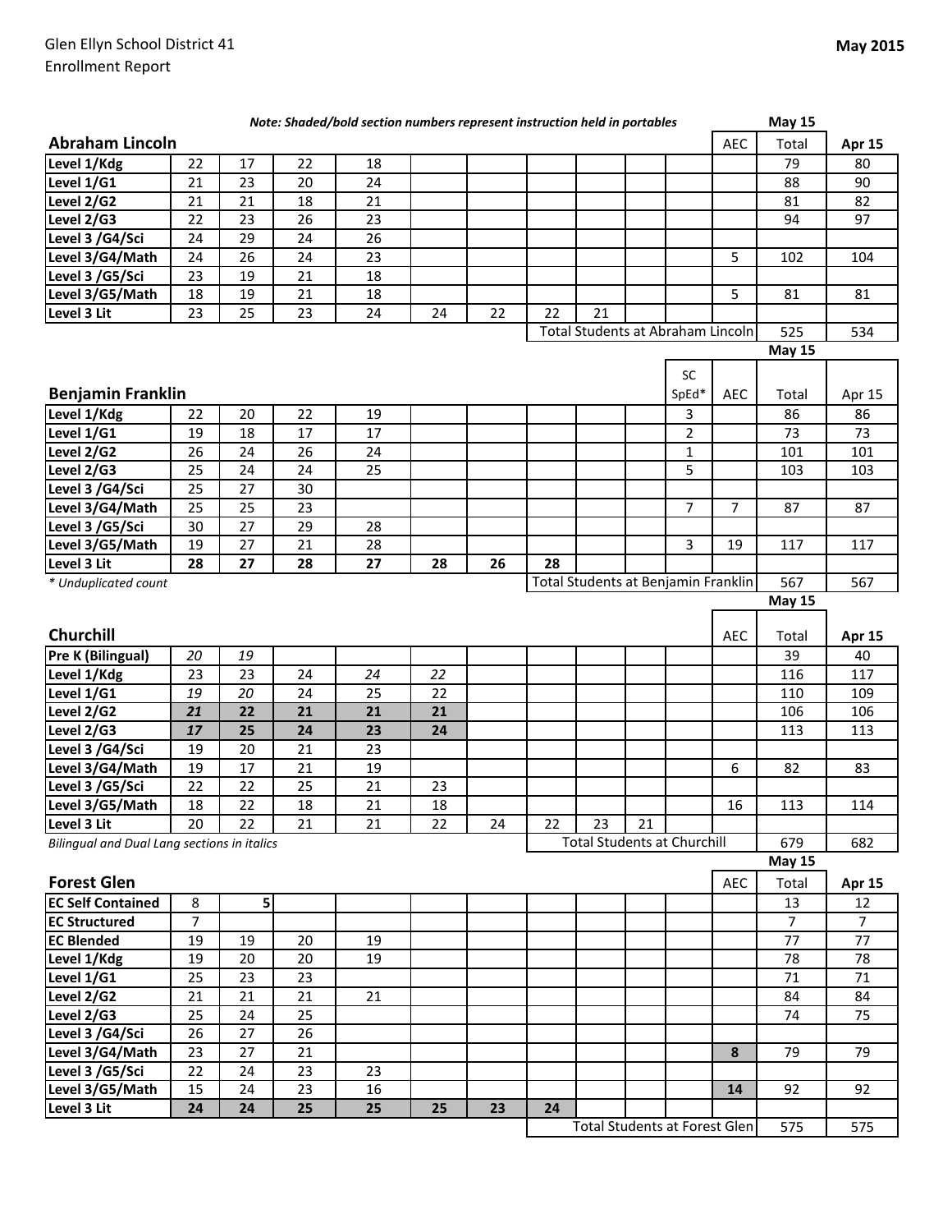Glen Ellyn School District 41
Enrollment Report

**May 2015**

*Note: Shaded/bold section numbers represent instruction held in portables*

| **Abraham Lincoln** | | | | | | | | | | | AEC | **May 15** Total | **Apr 15** |
|---|---|---|---|---|---|---|---|---|---|---|---|---|---|
| **Level 1/Kdg** | 22 | 17 | 22 | 18 | | | | | | | | 79 | 80 |
| **Level 1/G1** | 21 | 23 | 20 | 24 | | | | | | | | 88 | 90 |
| **Level 2/G2** | 21 | 21 | 18 | 21 | | | | | | | | 81 | 82 |
| **Level 2/G3** | 22 | 23 | 26 | 23 | | | | | | | | 94 | 97 |
| **Level 3 /G4/Sci** | 24 | 29 | 24 | 26 | | | | | | | | | |
| **Level 3/G4/Math** | 24 | 26 | 24 | 23 | | | | | | | 5 | 102 | 104 |
| **Level 3 /G5/Sci** | 23 | 19 | 21 | 18 | | | | | | | | | |
| **Level 3/G5/Math** | 18 | 19 | 21 | 18 | | | | | | | 5 | 81 | 81 |
| **Level 3 Lit** | 23 | 25 | 23 | 24 | 24 | 22 | 22 | 21 | | | | | |
| | | | | | | | Total Students at Abraham Lincoln | | | | | 525 | 534 |

| **Benjamin Franklin** | | | | | | | | | | SC SpEd* | AEC | **May 15** Total | Apr 15 |
|---|---|---|---|---|---|---|---|---|---|---|---|---|---|
| **Level 1/Kdg** | 22 | 20 | 22 | 19 | | | | | | 3 | | 86 | 86 |
| **Level 1/G1** | 19 | 18 | 17 | 17 | | | | | | 2 | | 73 | 73 |
| **Level 2/G2** | 26 | 24 | 26 | 24 | | | | | | 1 | | 101 | 101 |
| **Level 2/G3** | 25 | 24 | 24 | 25 | | | | | | 5 | | 103 | 103 |
| **Level 3 /G4/Sci** | 25 | 27 | 30 | | | | | | | | | | |
| **Level 3/G4/Math** | 25 | 25 | 23 | | | | | | | 7 | 7 | 87 | 87 |
| **Level 3 /G5/Sci** | 30 | 27 | 29 | 28 | | | | | | | | | |
| **Level 3/G5/Math** | 19 | 27 | 21 | 28 | | | | | | 3 | 19 | 117 | 117 |
| **Level 3 Lit** | **28** | **27** | **28** | **27** | **28** | **26** | **28** | | | | | | |
| *\* Unduplicated count* | | | | | | | Total Students at Benjamin Franklin | | | | | 567 | 567 |

| **Churchill** | | | | | | | | | | | AEC | **May 15** Total | **Apr 15** |
|---|---|---|---|---|---|---|---|---|---|---|---|---|---|
| **Pre K (Bilingual)** | *20* | *19* | | | | | | | | | | 39 | 40 |
| **Level 1/Kdg** | 23 | 23 | 24 | *24* | *22* | | | | | | | 116 | 117 |
| **Level 1/G1** | *19* | *20* | 24 | 25 | 22 | | | | | | | 110 | 109 |
| **Level 2/G2** | ***21*** | **22** | **21** | **21** | **21** | | | | | | | 106 | 106 |
| **Level 2/G3** | ***17*** | **25** | **24** | **23** | **24** | | | | | | | 113 | 113 |
| **Level 3 /G4/Sci** | 19 | 20 | 21 | 23 | | | | | | | | | |
| **Level 3/G4/Math** | 19 | 17 | 21 | 19 | | | | | | | 6 | 82 | 83 |
| **Level 3 /G5/Sci** | 22 | 22 | 25 | 21 | 23 | | | | | | | | |
| **Level 3/G5/Math** | 18 | 22 | 18 | 21 | 18 | | | | | | 16 | 113 | 114 |
| **Level 3 Lit** | 20 | 22 | 21 | 21 | 22 | 24 | 22 | 23 | 21 | | | | |
| *Bilingual and Dual Lang sections in italics* | | | | | | | Total Students at Churchill | | | | | 679 | 682 |

| **Forest Glen** | | | | | | | | | | | AEC | **May 15** Total | **Apr 15** |
|---|---|---|---|---|---|---|---|---|---|---|---|---|---|
| **EC Self Contained** | 8 | 5 | | | | | | | | | | 13 | 12 |
| **EC Structured** | 7 | | | | | | | | | | | 7 | 7 |
| **EC Blended** | 19 | 19 | 20 | 19 | | | | | | | | 77 | 77 |
| **Level 1/Kdg** | 19 | 20 | 20 | 19 | | | | | | | | 78 | 78 |
| **Level 1/G1** | 25 | 23 | 23 | | | | | | | | | 71 | 71 |
| **Level 2/G2** | 21 | 21 | 21 | 21 | | | | | | | | 84 | 84 |
| **Level 2/G3** | 25 | 24 | 25 | | | | | | | | | 74 | 75 |
| **Level 3 /G4/Sci** | 26 | 27 | 26 | | | | | | | | | | |
| **Level 3/G4/Math** | 23 | 27 | 21 | | | | | | | | **8** | 79 | 79 |
| **Level 3 /G5/Sci** | 22 | 24 | 23 | 23 | | | | | | | | | |
| **Level 3/G5/Math** | 15 | 24 | 23 | 16 | | | | | | | **14** | 92 | 92 |
| **Level 3 Lit** | **24** | **24** | **25** | **25** | **25** | **23** | **24** | | | | | | |
| | | | | | | | Total Students at Forest Glen | | | | | 575 | 575 |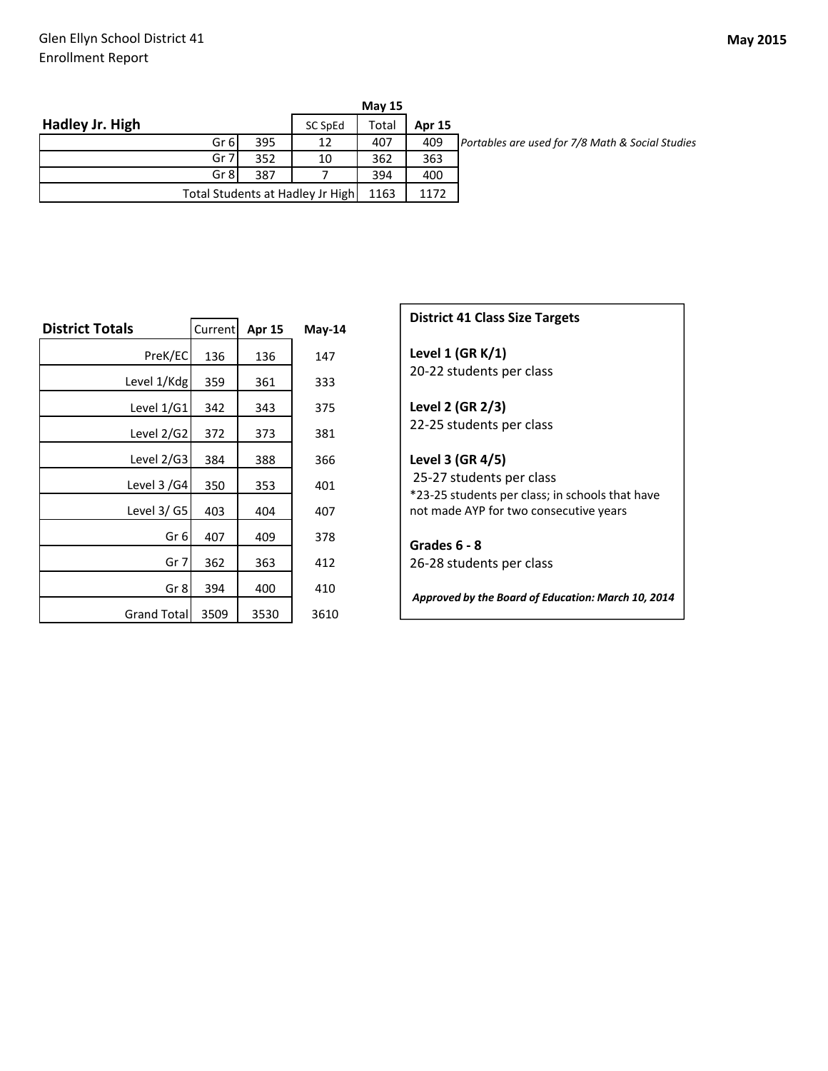Glen Ellyn School District 41
Enrollment Report

**May 2015**

| Hadley Jr. High | | SC SpEd | May 15 Total | Apr 15 | |
|---|---|---|---|---|---|
| Gr 6 | 395 | 12 | 407 | 409 | *Portables are used for 7/8 Math & Social Studies* |
| Gr 7 | 352 | 10 | 362 | 363 | |
| Gr 8 | 387 | 7 | 394 | 400 | |
| Total Students at Hadley Jr High | | | 1163 | 1172 | |

| District Totals | Current | Apr 15 | May-14 |
|---|---|---|---|
| PreK/EC | 136 | 136 | 147 |
| Level 1/Kdg | 359 | 361 | 333 |
| Level 1/G1 | 342 | 343 | 375 |
| Level 2/G2 | 372 | 373 | 381 |
| Level 2/G3 | 384 | 388 | 366 |
| Level 3 /G4 | 350 | 353 | 401 |
| Level 3/ G5 | 403 | 404 | 407 |
| Gr 6 | 407 | 409 | 378 |
| Gr 7 | 362 | 363 | 412 |
| Gr 8 | 394 | 400 | 410 |
| Grand Total | 3509 | 3530 | 3610 |

**District 41 Class Size Targets**

**Level 1 (GR K/1)**
20-22 students per class

**Level 2 (GR 2/3)**
22-25 students per class

**Level 3 (GR 4/5)**
25-27 students per class
*23-25 students per class; in schools that have not made AYP for two consecutive years

**Grades 6 - 8**
26-28 students per class

***Approved by the Board of Education: March 10, 2014***